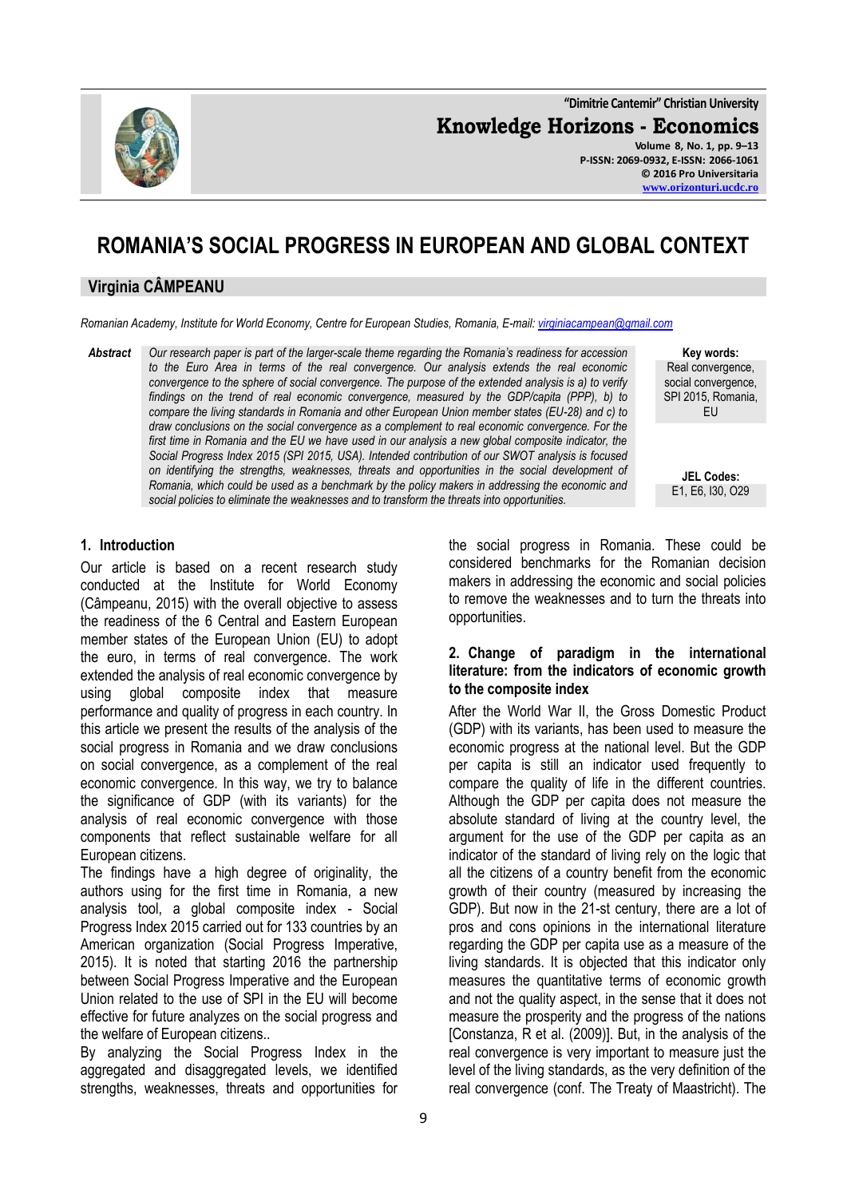# ROMANIA'S SOCIAL PROGRESS IN EUROPEAN AND GLOBAL CONTEXT

**Virginia CÂMPEANU**

*Romanian Academy, Institute for World Economy, Centre for European Studies, Romania, E-mail: virginiacampean@gmail.com*

***Abstract*** *Our research paper is part of the larger-scale theme regarding the Romania's readiness for accession to the Euro Area in terms of the real convergence. Our analysis extends the real economic convergence to the sphere of social convergence. The purpose of the extended analysis is a) to verify findings on the trend of real economic convergence, measured by the GDP/capita (PPP), b) to compare the living standards in Romania and other European Union member states (EU-28) and c) to draw conclusions on the social convergence as a complement to real economic convergence. For the first time in Romania and the EU we have used in our analysis a new global composite indicator, the Social Progress Index 2015 (SPI 2015, USA). Intended contribution of our SWOT analysis is focused on identifying the strengths, weaknesses, threats and opportunities in the social development of Romania, which could be used as a benchmark by the policy makers in addressing the economic and social policies to eliminate the weaknesses and to transform the threats into opportunities.*

**Key words:** Real convergence, social convergence, SPI 2015, Romania, EU

**JEL Codes:** E1, E6, I30, O29

## 1. Introduction

Our article is based on a recent research study conducted at the Institute for World Economy (Câmpeanu, 2015) with the overall objective to assess the readiness of the 6 Central and Eastern European member states of the European Union (EU) to adopt the euro, in terms of real convergence. The work extended the analysis of real economic convergence by using global composite index that measure performance and quality of progress in each country. In this article we present the results of the analysis of the social progress in Romania and we draw conclusions on social convergence, as a complement of the real economic convergence. In this way, we try to balance the significance of GDP (with its variants) for the analysis of real economic convergence with those components that reflect sustainable welfare for all European citizens.

The findings have a high degree of originality, the authors using for the first time in Romania, a new analysis tool, a global composite index - Social Progress Index 2015 carried out for 133 countries by an American organization (Social Progress Imperative, 2015). It is noted that starting 2016 the partnership between Social Progress Imperative and the European Union related to the use of SPI in the EU will become effective for future analyzes on the social progress and the welfare of European citizens..

By analyzing the Social Progress Index in the aggregated and disaggregated levels, we identified strengths, weaknesses, threats and opportunities for the social progress in Romania. These could be considered benchmarks for the Romanian decision makers in addressing the economic and social policies to remove the weaknesses and to turn the threats into opportunities.

## 2. Change of paradigm in the international literature: from the indicators of economic growth to the composite index

After the World War II, the Gross Domestic Product (GDP) with its variants, has been used to measure the economic progress at the national level. But the GDP per capita is still an indicator used frequently to compare the quality of life in the different countries. Although the GDP per capita does not measure the absolute standard of living at the country level, the argument for the use of the GDP per capita as an indicator of the standard of living rely on the logic that all the citizens of a country benefit from the economic growth of their country (measured by increasing the GDP). But now in the 21-st century, there are a lot of pros and cons opinions in the international literature regarding the GDP per capita use as a measure of the living standards. It is objected that this indicator only measures the quantitative terms of economic growth and not the quality aspect, in the sense that it does not measure the prosperity and the progress of the nations [Constanza, R et al. (2009)]. But, in the analysis of the real convergence is very important to measure just the level of the living standards, as the very definition of the real convergence (conf. The Treaty of Maastricht). The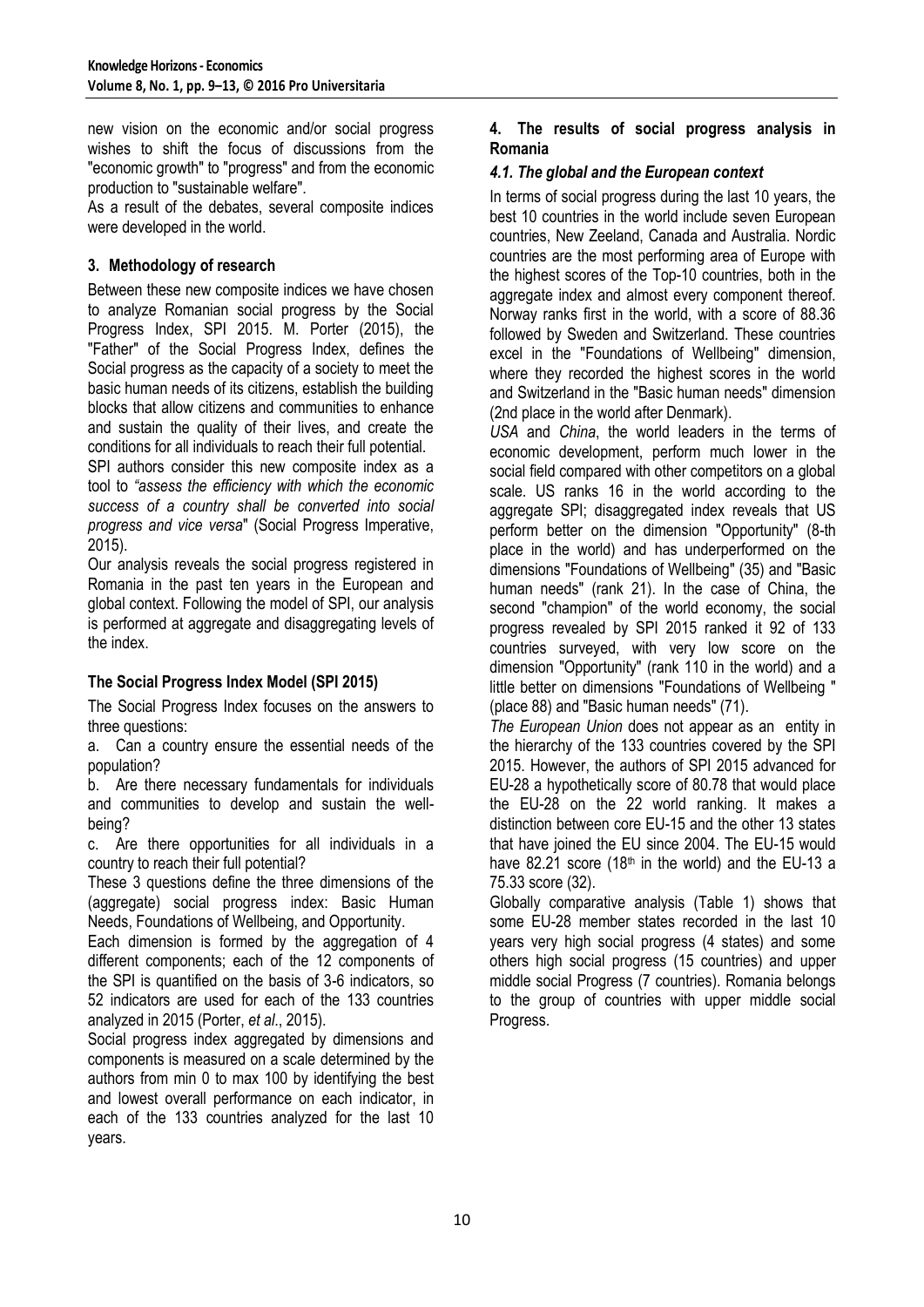new vision on the economic and/or social progress wishes to shift the focus of discussions from the "economic growth" to "progress" and from the economic production to "sustainable welfare".

As a result of the debates, several composite indices were developed in the world.

## 3. Methodology of research

Between these new composite indices we have chosen to analyze Romanian social progress by the Social Progress Index, SPI 2015. M. Porter (2015), the "Father" of the Social Progress Index, defines the Social progress as the capacity of a society to meet the basic human needs of its citizens, establish the building blocks that allow citizens and communities to enhance and sustain the quality of their lives, and create the conditions for all individuals to reach their full potential.

SPI authors consider this new composite index as a tool to *"assess the efficiency with which the economic success of a country shall be converted into social progress and vice versa*" (Social Progress Imperative, 2015).

Our analysis reveals the social progress registered in Romania in the past ten years in the European and global context. Following the model of SPI, our analysis is performed at aggregate and disaggregating levels of the index.

### The Social Progress Index Model (SPI 2015)

The Social Progress Index focuses on the answers to three questions:

a. Can a country ensure the essential needs of the population?

b. Are there necessary fundamentals for individuals and communities to develop and sustain the well-being?

c. Are there opportunities for all individuals in a country to reach their full potential?

These 3 questions define the three dimensions of the (aggregate) social progress index: Basic Human Needs, Foundations of Wellbeing, and Opportunity.

Each dimension is formed by the aggregation of 4 different components; each of the 12 components of the SPI is quantified on the basis of 3-6 indicators, so 52 indicators are used for each of the 133 countries analyzed in 2015 (Porter, *et al*., 2015).

Social progress index aggregated by dimensions and components is measured on a scale determined by the authors from min 0 to max 100 by identifying the best and lowest overall performance on each indicator, in each of the 133 countries analyzed for the last 10 years.

## 4. The results of social progress analysis in Romania

### *4.1. The global and the European context*

In terms of social progress during the last 10 years, the best 10 countries in the world include seven European countries, New Zeeland, Canada and Australia. Nordic countries are the most performing area of Europe with the highest scores of the Top-10 countries, both in the aggregate index and almost every component thereof. Norway ranks first in the world, with a score of 88.36 followed by Sweden and Switzerland. These countries excel in the "Foundations of Wellbeing" dimension, where they recorded the highest scores in the world and Switzerland in the "Basic human needs" dimension (2nd place in the world after Denmark).

*USA* and *China*, the world leaders in the terms of economic development, perform much lower in the social field compared with other competitors on a global scale. US ranks 16 in the world according to the aggregate SPI; disaggregated index reveals that US perform better on the dimension "Opportunity" (8-th place in the world) and has underperformed on the dimensions "Foundations of Wellbeing" (35) and "Basic human needs" (rank 21). In the case of China, the second "champion" of the world economy, the social progress revealed by SPI 2015 ranked it 92 of 133 countries surveyed, with very low score on the dimension "Opportunity" (rank 110 in the world) and a little better on dimensions "Foundations of Wellbeing " (place 88) and "Basic human needs" (71).

*The European Union* does not appear as an entity in the hierarchy of the 133 countries covered by the SPI 2015. However, the authors of SPI 2015 advanced for EU-28 a hypothetically score of 80.78 that would place the EU-28 on the 22 world ranking. It makes a distinction between core EU-15 and the other 13 states that have joined the EU since 2004. The EU-15 would have 82.21 score (18th in the world) and the EU-13 a 75.33 score (32).

Globally comparative analysis (Table 1) shows that some EU-28 member states recorded in the last 10 years very high social progress (4 states) and some others high social progress (15 countries) and upper middle social Progress (7 countries). Romania belongs to the group of countries with upper middle social Progress.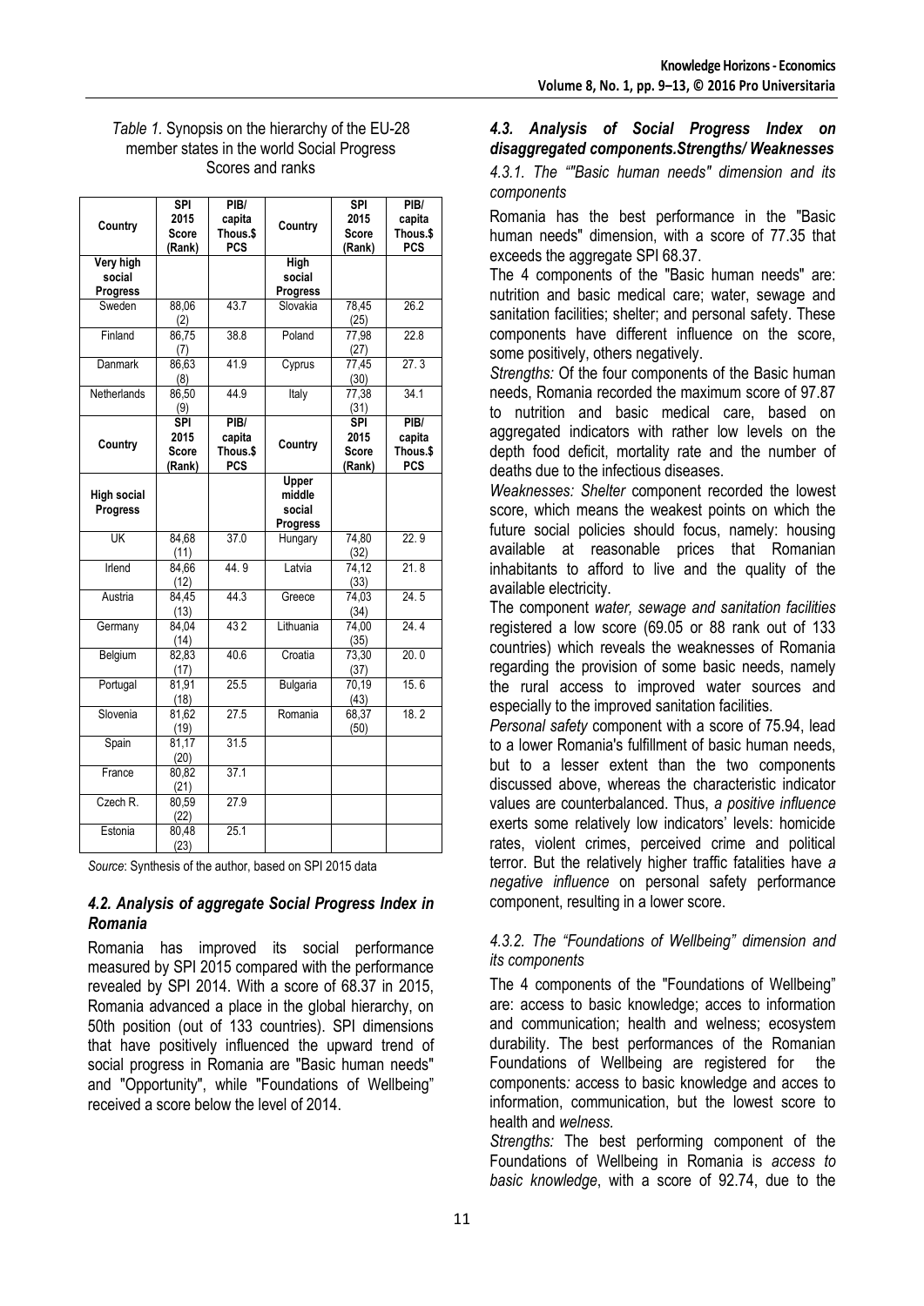*Table 1.* Synopsis on the hierarchy of the EU-28 member states in the world Social Progress Scores and ranks

| Country | SPI 2015 Score (Rank) | PIB/ capita Thous.$ PCS | Country | SPI 2015 Score (Rank) | PIB/ capita Thous.$ PCS |
|---|---|---|---|---|---|
| **Very high social Progress** | | | **High social Progress** | | |
| Sweden | 88,06 (2) | 43.7 | Slovakia | 78,45 (25) | 26.2 |
| Finland | 86,75 (7) | 38.8 | Poland | 77,98 (27) | 22.8 |
| Danmark | 86,63 (8) | 41.9 | Cyprus | 77,45 (30) | 27. 3 |
| Netherlands | 86,50 (9) | 44.9 | Italy | 77,38 (31) | 34.1 |
| **Country** | **SPI 2015 Score (Rank)** | **PIB/ capita Thous.$ PCS** | **Country** | **SPI 2015 Score (Rank)** | **PIB/ capita Thous.$ PCS** |
| **High social Progress** | | | **Upper middle social Progress** | | |
| UK | 84,68 (11) | 37.0 | Hungary | 74,80 (32) | 22. 9 |
| Irlend | 84,66 (12) | 44. 9 | Latvia | 74,12 (33) | 21. 8 |
| Austria | 84,45 (13) | 44.3 | Greece | 74,03 (34) | 24. 5 |
| Germany | 84,04 (14) | 43 2 | Lithuania | 74,00 (35) | 24. 4 |
| Belgium | 82,83 (17) | 40.6 | Croatia | 73,30 (37) | 20. 0 |
| Portugal | 81,91 (18) | 25.5 | Bulgaria | 70,19 (43) | 15. 6 |
| Slovenia | 81,62 (19) | 27.5 | Romania | 68,37 (50) | 18. 2 |
| Spain | 81,17 (20) | 31.5 | | | |
| France | 80,82 (21) | 37.1 | | | |
| Czech R. | 80,59 (22) | 27.9 | | | |
| Estonia | 80,48 (23) | 25.1 | | | |

*Source*: Synthesis of the author, based on SPI 2015 data

### *4.2. Analysis of aggregate Social Progress Index in Romania*

Romania has improved its social performance measured by SPI 2015 compared with the performance revealed by SPI 2014. With a score of 68.37 in 2015, Romania advanced a place in the global hierarchy, on 50th position (out of 133 countries). SPI dimensions that have positively influenced the upward trend of social progress in Romania are "Basic human needs" and "Opportunity", while "Foundations of Wellbeing" received a score below the level of 2014.

### *4.3. Analysis of Social Progress Index on disaggregated components.Strengths/ Weaknesses*

#### *4.3.1. The ""Basic human needs" dimension and its components*

Romania has the best performance in the "Basic human needs" dimension, with a score of 77.35 that exceeds the aggregate SPI 68.37.

The 4 components of the "Basic human needs" are: nutrition and basic medical care; water, sewage and sanitation facilities; shelter; and personal safety. These components have different influence on the score, some positively, others negatively.

*Strengths:* Of the four components of the Basic human needs, Romania recorded the maximum score of 97.87 to nutrition and basic medical care, based on aggregated indicators with rather low levels on the depth food deficit, mortality rate and the number of deaths due to the infectious diseases.

*Weaknesses: Shelter* component recorded the lowest score, which means the weakest points on which the future social policies should focus, namely: housing available at reasonable prices that Romanian inhabitants to afford to live and the quality of the available electricity.

The component *water, sewage and sanitation facilities* registered a low score (69.05 or 88 rank out of 133 countries) which reveals the weaknesses of Romania regarding the provision of some basic needs, namely the rural access to improved water sources and especially to the improved sanitation facilities.

*Personal safety* component with a score of 75.94, lead to a lower Romania's fulfillment of basic human needs, but to a lesser extent than the two components discussed above, whereas the characteristic indicator values are counterbalanced. Thus, *a positive influence* exerts some relatively low indicators' levels: homicide rates, violent crimes, perceived crime and political terror. But the relatively higher traffic fatalities have *a negative influence* on personal safety performance component, resulting in a lower score.

#### *4.3.2. The "Foundations of Wellbeing" dimension and its components*

The 4 components of the "Foundations of Wellbeing" are: access to basic knowledge; acces to information and communication; health and welness; ecosystem durability. The best performances of the Romanian Foundations of Wellbeing are registered for the components*:* access to basic knowledge and acces to information, communication, but the lowest score to health and *welness.*

*Strengths:* The best performing component of the Foundations of Wellbeing in Romania is *access to basic knowledge*, with a score of 92.74, due to the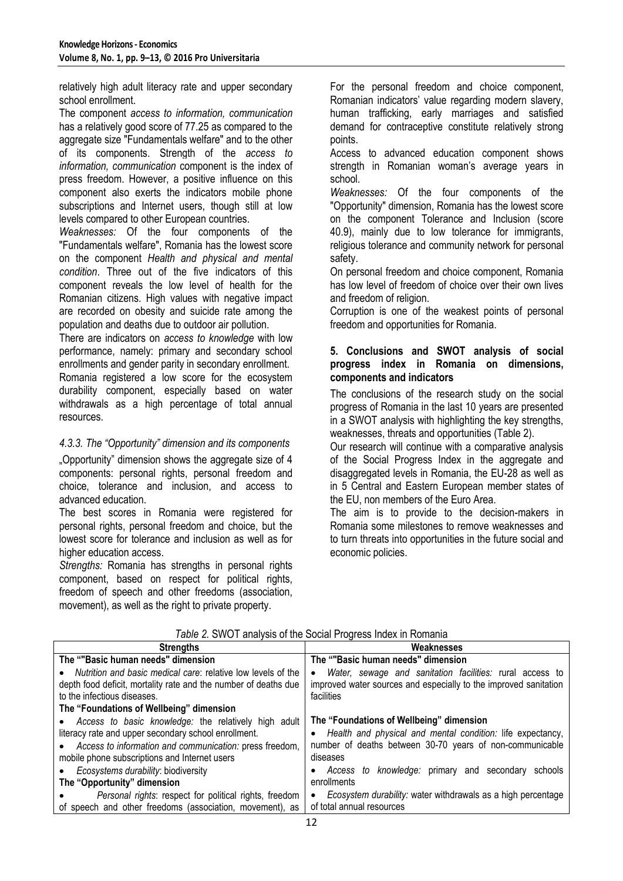relatively high adult literacy rate and upper secondary school enrollment.

The component *access to information, communication* has a relatively good score of 77.25 as compared to the aggregate size "Fundamentals welfare" and to the other of its components. Strength of the *access to information, communication* component is the index of press freedom. However, a positive influence on this component also exerts the indicators mobile phone subscriptions and Internet users, though still at low levels compared to other European countries.

*Weaknesses:* Of the four components of the "Fundamentals welfare", Romania has the lowest score on the component *Health and physical and mental condition*. Three out of the five indicators of this component reveals the low level of health for the Romanian citizens. High values with negative impact are recorded on obesity and suicide rate among the population and deaths due to outdoor air pollution.

There are indicators on *access to knowledge* with low performance, namely: primary and secondary school enrollments and gender parity in secondary enrollment.

Romania registered a low score for the ecosystem durability component, especially based on water withdrawals as a high percentage of total annual resources.

### *4.3.3. The "Opportunity" dimension and its components*

„Opportunity" dimension shows the aggregate size of 4 components: personal rights, personal freedom and choice, tolerance and inclusion, and access to advanced education.

The best scores in Romania were registered for personal rights, personal freedom and choice, but the lowest score for tolerance and inclusion as well as for higher education access.

*Strengths:* Romania has strengths in personal rights component, based on respect for political rights, freedom of speech and other freedoms (association, movement), as well as the right to private property.

For the personal freedom and choice component, Romanian indicators' value regarding modern slavery, human trafficking, early marriages and satisfied demand for contraceptive constitute relatively strong points.

Access to advanced education component shows strength in Romanian woman's average years in school.

*Weaknesses:* Of the four components of the "Opportunity" dimension, Romania has the lowest score on the component Tolerance and Inclusion (score 40.9), mainly due to low tolerance for immigrants, religious tolerance and community network for personal safety.

On personal freedom and choice component, Romania has low level of freedom of choice over their own lives and freedom of religion.

Corruption is one of the weakest points of personal freedom and opportunities for Romania.

## 5. Conclusions and SWOT analysis of social progress index in Romania on dimensions, components and indicators

The conclusions of the research study on the social progress of Romania in the last 10 years are presented in a SWOT analysis with highlighting the key strengths, weaknesses, threats and opportunities (Table 2).

Our research will continue with a comparative analysis of the Social Progress Index in the aggregate and disaggregated levels in Romania, the EU-28 as well as in 5 Central and Eastern European member states of the EU, non members of the Euro Area.

The aim is to provide to the decision-makers in Romania some milestones to remove weaknesses and to turn threats into opportunities in the future social and economic policies.

*Table 2.* SWOT analysis of the Social Progress Index in Romania

| Strengths | Weaknesses |
|---|---|
| **The ""Basic human needs" dimension** | **The ""Basic human needs" dimension** |
| • *Nutrition and basic medical care*: relative low levels of the depth food deficit, mortality rate and the number of deaths due to the infectious diseases. | • *Water, sewage and sanitation facilities:* rural access to improved water sources and especially to the improved sanitation facilities |
| **The "Foundations of Wellbeing" dimension** | **The "Foundations of Wellbeing" dimension** |
| • *Access to basic knowledge:* the relatively high adult literacy rate and upper secondary school enrollment. | • *Health and physical and mental condition:* life expectancy, number of deaths between 30-70 years of non-communicable diseases |
| • *Access to information and communication:* press freedom, mobile phone subscriptions and Internet users | • *Access to knowledge:* primary and secondary schools enrollments |
| • *Ecosystems durability*: biodiversity | • *Ecosystem durability:* water withdrawals as a high percentage of total annual resources |
| **The "Opportunity" dimension** | |
| • *Personal rights*: respect for political rights, freedom of speech and other freedoms (association, movement), as | |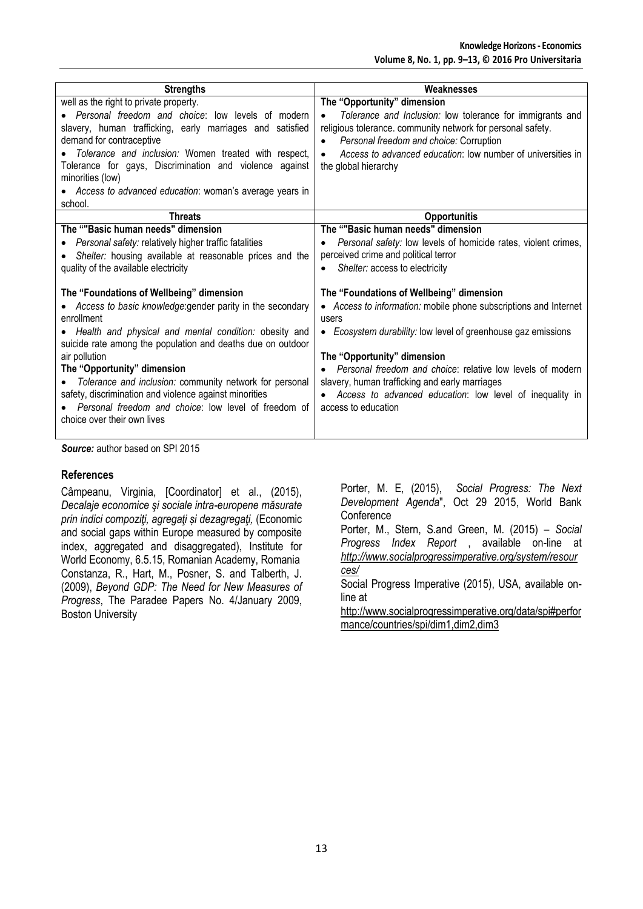| Strengths | Weaknesses |
| --- | --- |
| well as the right to private property.<br>• *Personal freedom and choice*: low levels of modern slavery, human trafficking, early marriages and satisfied demand for contraceptive<br>• *Tolerance and inclusion:* Women treated with respect, Tolerance for gays, Discrimination and violence against minorities (low)<br>• *Access to advanced education*: woman's average years in school. | **The "Opportunity" dimension**<br>• *Tolerance and Inclusion:* low tolerance for immigrants and religious tolerance. community network for personal safety.<br>• *Personal freedom and choice:* Corruption<br>• *Access to advanced education*: low number of universities in the global hierarchy |
| **Threats** | **Opportunitis** |
| **The ""Basic human needs" dimension**<br>• *Personal safety:* relatively higher traffic fatalities<br>• *Shelter:* housing available at reasonable prices and the quality of the available electricity<br><br>**The "Foundations of Wellbeing" dimension**<br>• *Access to basic knowledge*:gender parity in the secondary enrollment<br>• *Health and physical and mental condition:* obesity and suicide rate among the population and deaths due on outdoor air pollution<br>**The "Opportunity" dimension**<br>• *Tolerance and inclusion:* community network for personal safety, discrimination and violence against minorities<br>• *Personal freedom and choice*: low level of freedom of choice over their own lives | **The ""Basic human needs" dimension**<br>• *Personal safety:* low levels of homicide rates, violent crimes, perceived crime and political terror<br>• *Shelter:* access to electricity<br><br>**The "Foundations of Wellbeing" dimension**<br>• *Access to information:* mobile phone subscriptions and Internet users<br>• *Ecosystem durability:* low level of greenhouse gaz emissions<br><br>**The "Opportunity" dimension**<br>• *Personal freedom and choice*: relative low levels of modern slavery, human trafficking and early marriages<br>• *Access to advanced education*: low level of inequality in access to education |

***Source:*** author based on SPI 2015

## References

Câmpeanu, Virginia, [Coordinator] et al., (2015), *Decalaje economice şi sociale intra-europene măsurate prin indici compoziţi, agregaţi și dezagregaţi,* (Economic and social gaps within Europe measured by composite index, aggregated and disaggregated), Institute for World Economy, 6.5.15, Romanian Academy, Romania

Constanza, R., Hart, M., Posner, S. and Talberth, J. (2009), *Beyond GDP: The Need for New Measures of Progress*, The Paradee Papers No. 4/January 2009, Boston University

Porter, M. E, (2015), *Social Progress: The Next Development Agenda*", Oct 29 2015, World Bank Conference

Porter, M., Stern, S.and Green, M. (2015) – *Social Progress Index Report* , available on-line at *http://www.socialprogressimperative.org/system/resources/*

Social Progress Imperative (2015), USA, available on-line at http://www.socialprogressimperative.org/data/spi#performance/countries/spi/dim1,dim2,dim3